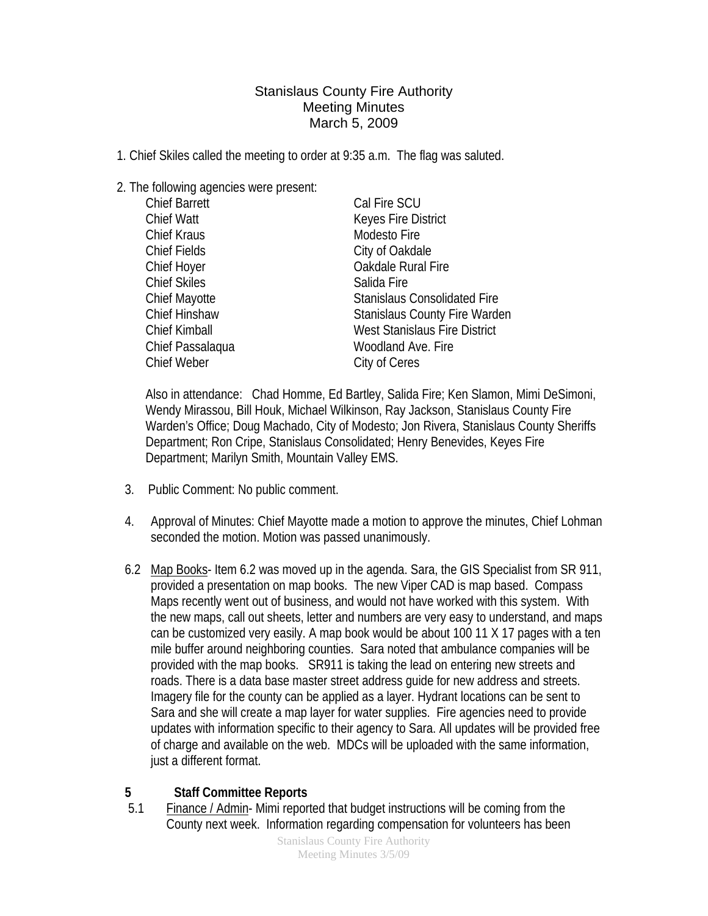# Stanislaus County Fire Authority
## Meeting Minutes
### March 5, 2009

1. Chief Skiles called the meeting to order at 9:35 a.m. The flag was saluted.

2. The following agencies were present:

| | |
|---|---|
| Chief Barrett | Cal Fire SCU |
| Chief Watt | Keyes Fire District |
| Chief Kraus | Modesto Fire |
| Chief Fields | City of Oakdale |
| Chief Hoyer | Oakdale Rural Fire |
| Chief Skiles | Salida Fire |
| Chief Mayotte | Stanislaus Consolidated Fire |
| Chief Hinshaw | Stanislaus County Fire Warden |
| Chief Kimball | West Stanislaus Fire District |
| Chief Passalaqua | Woodland Ave. Fire |
| Chief Weber | City of Ceres |

   Also in attendance: Chad Homme, Ed Bartley, Salida Fire; Ken Slamon, Mimi DeSimoni, Wendy Mirassou, Bill Houk, Michael Wilkinson, Ray Jackson, Stanislaus County Fire Warden's Office; Doug Machado, City of Modesto; Jon Rivera, Stanislaus County Sheriffs Department; Ron Cripe, Stanislaus Consolidated; Henry Benevides, Keyes Fire Department; Marilyn Smith, Mountain Valley EMS.

3. Public Comment: No public comment.

4. Approval of Minutes: Chief Mayotte made a motion to approve the minutes, Chief Lohman seconded the motion. Motion was passed unanimously.

6.2 Map Books- Item 6.2 was moved up in the agenda. Sara, the GIS Specialist from SR 911, provided a presentation on map books. The new Viper CAD is map based. Compass Maps recently went out of business, and would not have worked with this system. With the new maps, call out sheets, letter and numbers are very easy to understand, and maps can be customized very easily. A map book would be about 100 11 X 17 pages with a ten mile buffer around neighboring counties. Sara noted that ambulance companies will be provided with the map books. SR911 is taking the lead on entering new streets and roads. There is a data base master street address guide for new address and streets. Imagery file for the county can be applied as a layer. Hydrant locations can be sent to Sara and she will create a map layer for water supplies. Fire agencies need to provide updates with information specific to their agency to Sara. All updates will be provided free of charge and available on the web. MDCs will be uploaded with the same information, just a different format.

**5 Staff Committee Reports**

5.1 Finance / Admin- Mimi reported that budget instructions will be coming from the County next week. Information regarding compensation for volunteers has been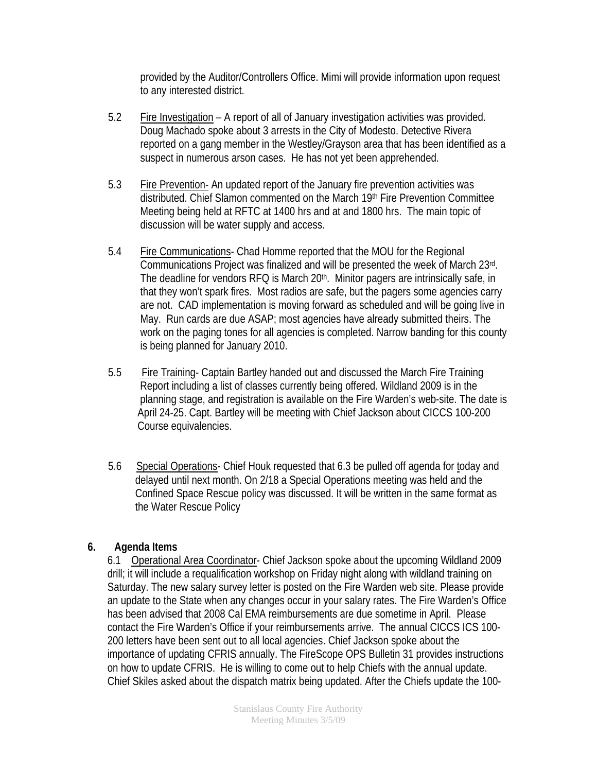provided by the Auditor/Controllers Office. Mimi will provide information upon request to any interested district.

5.2 Fire Investigation – A report of all of January investigation activities was provided. Doug Machado spoke about 3 arrests in the City of Modesto. Detective Rivera reported on a gang member in the Westley/Grayson area that has been identified as a suspect in numerous arson cases. He has not yet been apprehended.

5.3 Fire Prevention- An updated report of the January fire prevention activities was distributed. Chief Slamon commented on the March 19th Fire Prevention Committee Meeting being held at RFTC at 1400 hrs and at and 1800 hrs. The main topic of discussion will be water supply and access.

5.4 Fire Communications- Chad Homme reported that the MOU for the Regional Communications Project was finalized and will be presented the week of March 23rd. The deadline for vendors RFQ is March 20th. Minitor pagers are intrinsically safe, in that they won't spark fires. Most radios are safe, but the pagers some agencies carry are not. CAD implementation is moving forward as scheduled and will be going live in May. Run cards are due ASAP; most agencies have already submitted theirs. The work on the paging tones for all agencies is completed. Narrow banding for this county is being planned for January 2010.

5.5 Fire Training- Captain Bartley handed out and discussed the March Fire Training Report including a list of classes currently being offered. Wildland 2009 is in the planning stage, and registration is available on the Fire Warden's web-site. The date is April 24-25. Capt. Bartley will be meeting with Chief Jackson about CICCS 100-200 Course equivalencies.

5.6 Special Operations- Chief Houk requested that 6.3 be pulled off agenda for today and delayed until next month. On 2/18 a Special Operations meeting was held and the Confined Space Rescue policy was discussed. It will be written in the same format as the Water Rescue Policy

**6. Agenda Items**

6.1 Operational Area Coordinator- Chief Jackson spoke about the upcoming Wildland 2009 drill; it will include a requalification workshop on Friday night along with wildland training on Saturday. The new salary survey letter is posted on the Fire Warden web site. Please provide an update to the State when any changes occur in your salary rates. The Fire Warden's Office has been advised that 2008 Cal EMA reimbursements are due sometime in April. Please contact the Fire Warden's Office if your reimbursements arrive. The annual CICCS ICS 100-200 letters have been sent out to all local agencies. Chief Jackson spoke about the importance of updating CFRIS annually. The FireScope OPS Bulletin 31 provides instructions on how to update CFRIS. He is willing to come out to help Chiefs with the annual update. Chief Skiles asked about the dispatch matrix being updated. After the Chiefs update the 100-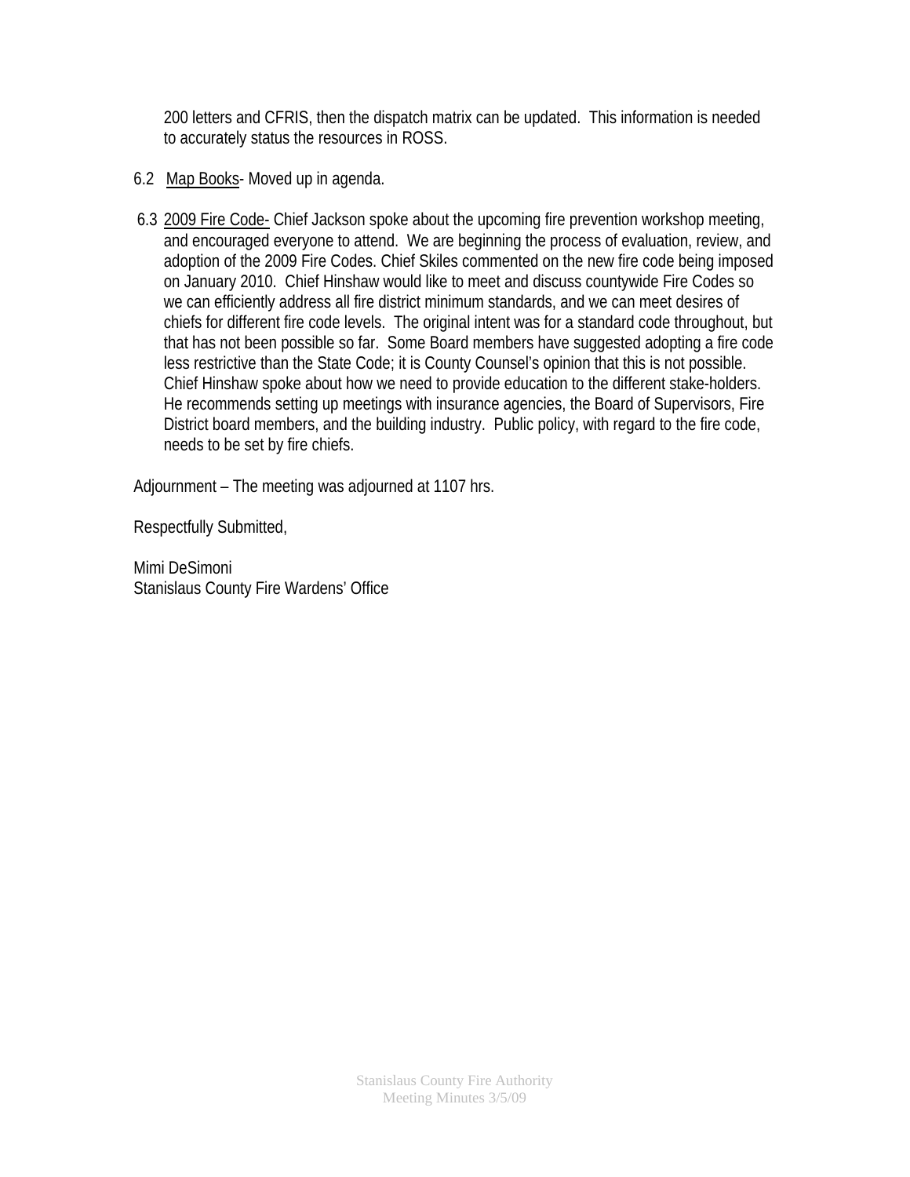200 letters and CFRIS, then the dispatch matrix can be updated. This information is needed to accurately status the resources in ROSS.

6.2 Map Books- Moved up in agenda.

6.3 2009 Fire Code- Chief Jackson spoke about the upcoming fire prevention workshop meeting, and encouraged everyone to attend. We are beginning the process of evaluation, review, and adoption of the 2009 Fire Codes. Chief Skiles commented on the new fire code being imposed on January 2010. Chief Hinshaw would like to meet and discuss countywide Fire Codes so we can efficiently address all fire district minimum standards, and we can meet desires of chiefs for different fire code levels. The original intent was for a standard code throughout, but that has not been possible so far. Some Board members have suggested adopting a fire code less restrictive than the State Code; it is County Counsel's opinion that this is not possible. Chief Hinshaw spoke about how we need to provide education to the different stake-holders. He recommends setting up meetings with insurance agencies, the Board of Supervisors, Fire District board members, and the building industry. Public policy, with regard to the fire code, needs to be set by fire chiefs.

Adjournment – The meeting was adjourned at 1107 hrs.

Respectfully Submitted,

Mimi DeSimoni
Stanislaus County Fire Wardens' Office